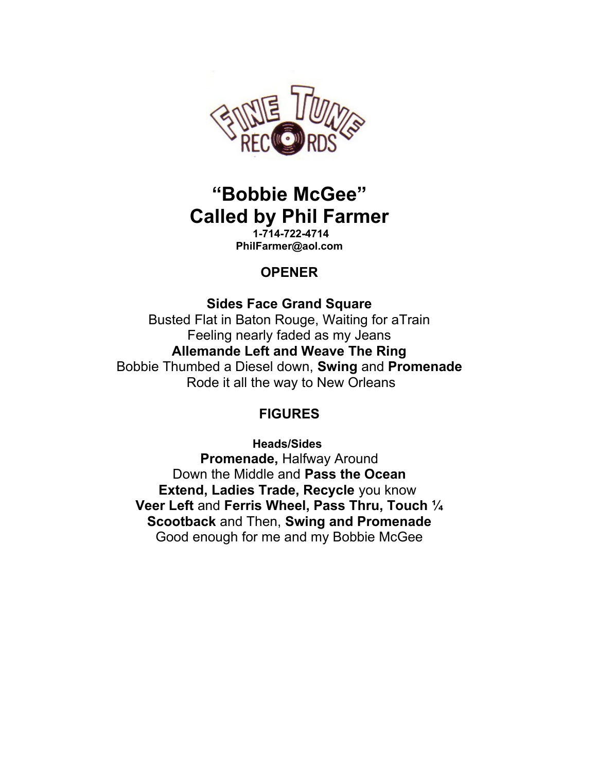FINE TUNE RECORDS

# "Bobbie McGee"
# Called by Phil Farmer

**1-714-722-4714**
**PhilFarmer@aol.com**

## OPENER

**Sides Face Grand Square**
Busted Flat in Baton Rouge, Waiting for aTrain
Feeling nearly faded as my Jeans
**Allemande Left and Weave The Ring**
Bobbie Thumbed a Diesel down, **Swing** and **Promenade**
Rode it all the way to New Orleans

## FIGURES

**Heads/Sides**
**Promenade,** Halfway Around
Down the Middle and **Pass the Ocean**
**Extend, Ladies Trade, Recycle** you know
**Veer Left** and **Ferris Wheel, Pass Thru, Touch ¼**
**Scootback** and Then, **Swing and Promenade**
Good enough for me and my Bobbie McGee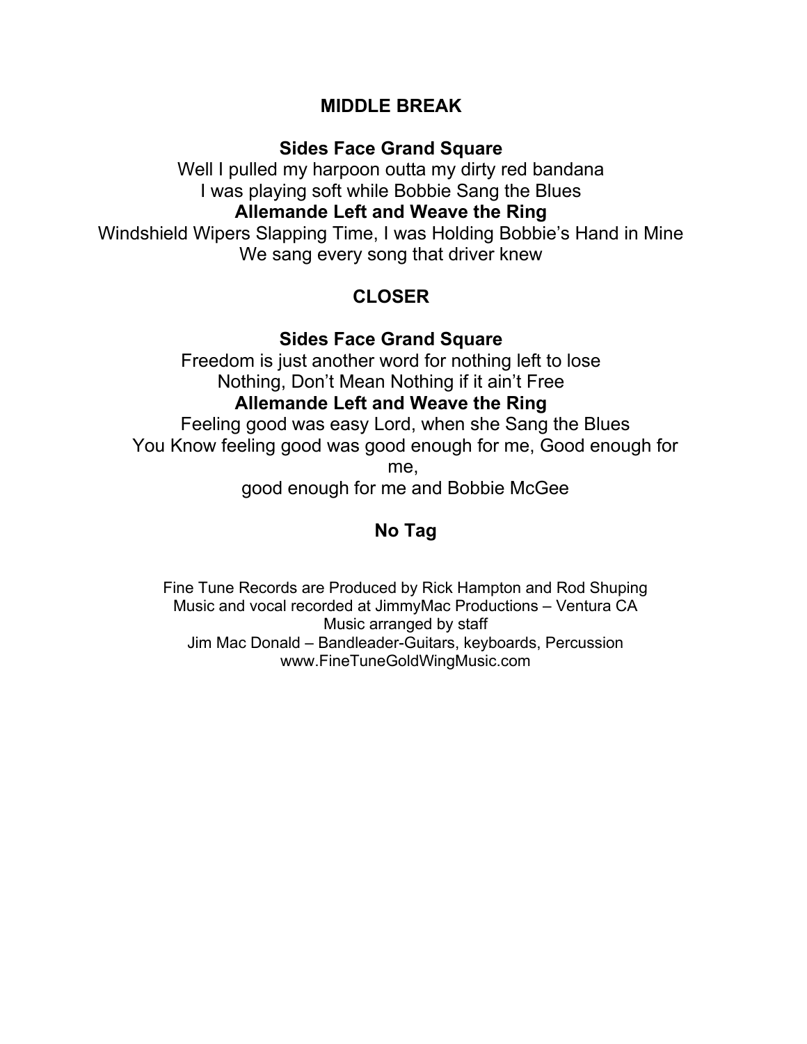**MIDDLE BREAK**

**Sides Face Grand Square**
Well I pulled my harpoon outta my dirty red bandana
I was playing soft while Bobbie Sang the Blues
**Allemande Left and Weave the Ring**
Windshield Wipers Slapping Time, I was Holding Bobbie's Hand in Mine
We sang every song that driver knew

**CLOSER**

**Sides Face Grand Square**
Freedom is just another word for nothing left to lose
Nothing, Don't Mean Nothing if it ain't Free
**Allemande Left and Weave the Ring**
Feeling good was easy Lord, when she Sang the Blues
You Know feeling good was good enough for me, Good enough for me,
good enough for me and Bobbie McGee

**No Tag**

Fine Tune Records are Produced by Rick Hampton and Rod Shuping
Music and vocal recorded at JimmyMac Productions – Ventura CA
Music arranged by staff
Jim Mac Donald – Bandleader-Guitars, keyboards, Percussion
www.FineTuneGoldWingMusic.com